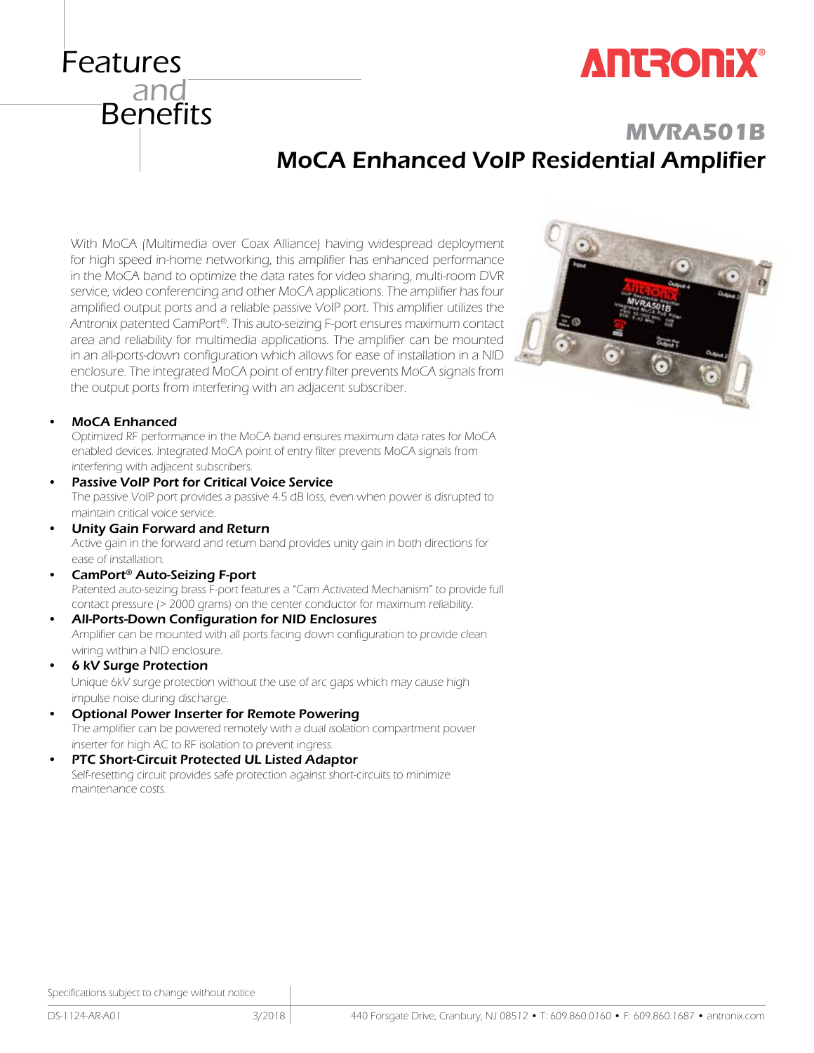# Features and Benefits

ANTRONIX®

## MVRA501B

## MoCA Enhanced VoIP Residential Amplifier

With MoCA (Multimedia over Coax Alliance) having widespread deployment for high speed in-home networking, this amplifier has enhanced performance in the MoCA band to optimize the data rates for video sharing, multi-room DVR service, video conferencing and other MoCA applications. The amplifier has four amplified output ports and a reliable passive VoIP port. This amplifier utilizes the Antronix patented CamPort®. This auto-seizing F-port ensures maximum contact area and reliability for multimedia applications. The amplifier can be mounted in an all-ports-down configuration which allows for ease of installation in a NID enclosure. The integrated MoCA point of entry filter prevents MoCA signals from the output ports from interfering with an adjacent subscriber.

- **MoCA Enhanced**
  Optimized RF performance in the MoCA band ensures maximum data rates for MoCA enabled devices. Integrated MoCA point of entry filter prevents MoCA signals from interfering with adjacent subscribers.
- **Passive VoIP Port for Critical Voice Service**
  The passive VoIP port provides a passive 4.5 dB loss, even when power is disrupted to maintain critical voice service.
- **Unity Gain Forward and Return**
  Active gain in the forward and return band provides unity gain in both directions for ease of installation.
- **CamPort® Auto-Seizing F-port**
  Patented auto-seizing brass F-port features a "Cam Activated Mechanism" to provide full contact pressure (> 2000 grams) on the center conductor for maximum reliability.
- **All-Ports-Down Configuration for NID Enclosures**
  Amplifier can be mounted with all ports facing down configuration to provide clean wiring within a NID enclosure.
- **6 kV Surge Protection**
  Unique 6kV surge protection without the use of arc gaps which may cause high impulse noise during discharge.
- **Optional Power Inserter for Remote Powering**
  The amplifier can be powered remotely with a dual isolation compartment power inserter for high AC to RF isolation to prevent ingress.
- **PTC Short-Circuit Protected UL Listed Adaptor**
  Self-resetting circuit provides safe protection against short-circuits to minimize maintenance costs.

Specifications subject to change without notice

DS-1124-AR-A01 3/2018 440 Forsgate Drive, Cranbury, NJ 08512 • T: 609.860.0160 • F: 609.860.1687 • antronix.com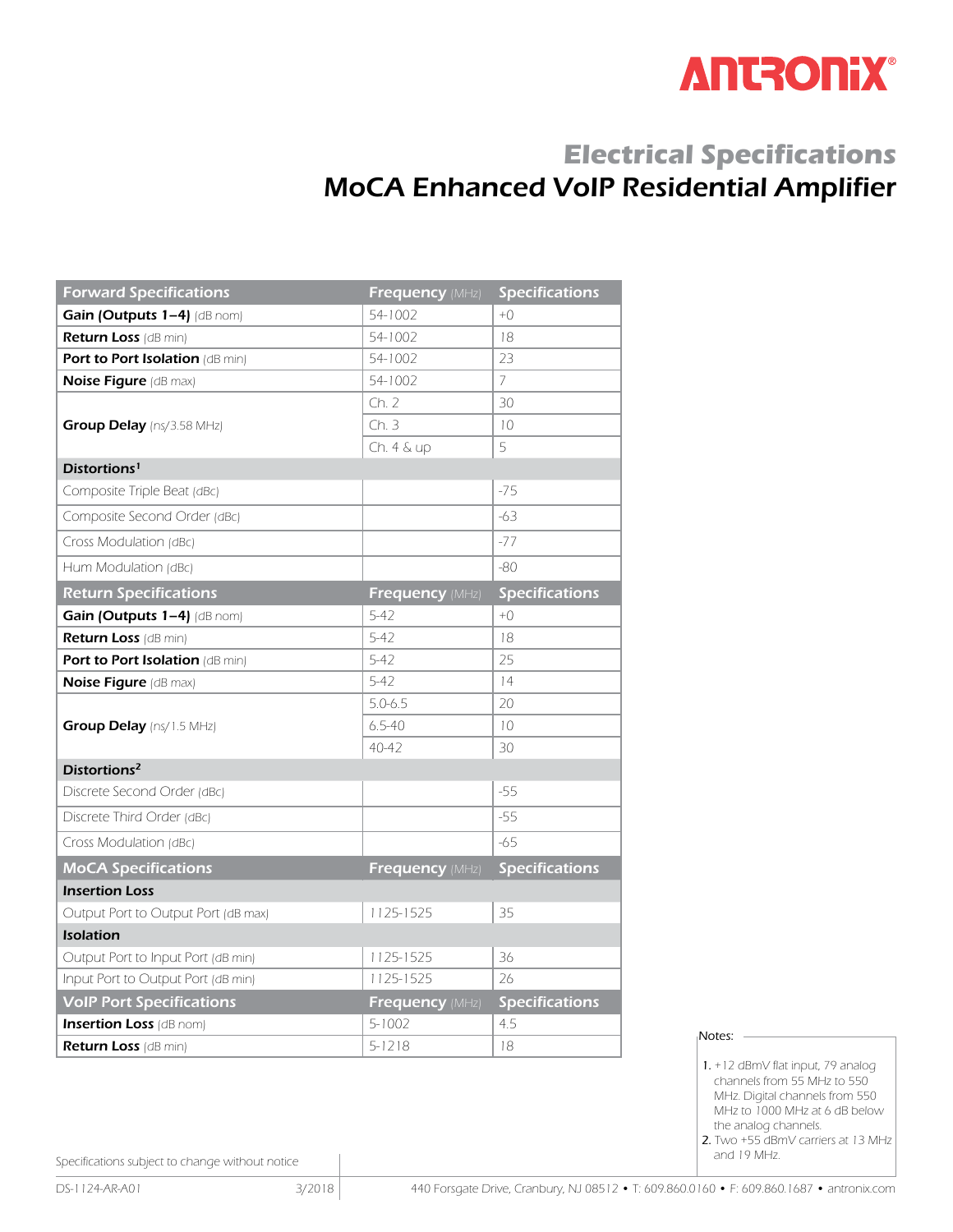# Electrical Specifications

## MoCA Enhanced VoIP Residential Amplifier

| Forward Specifications | Frequency (MHz) | Specifications |
|---|---|---|
| **Gain (Outputs 1–4)** (dB nom) | 54-1002 | +0 |
| **Return Loss** (dB min) | 54-1002 | 18 |
| **Port to Port Isolation** (dB min) | 54-1002 | 23 |
| **Noise Figure** (dB max) | 54-1002 | 7 |
| **Group Delay** (ns/3.58 MHz) | Ch. 2 | 30 |
| | Ch. 3 | 10 |
| | Ch. 4 & up | 5 |
| **Distortions[1]** | | |
| Composite Triple Beat (dBc) | | -75 |
| Composite Second Order (dBc) | | -63 |
| Cross Modulation (dBc) | | -77 |
| Hum Modulation (dBc) | | -80 |
| **Return Specifications** | **Frequency (MHz)** | **Specifications** |
| **Gain (Outputs 1–4)** (dB nom) | 5-42 | +0 |
| **Return Loss** (dB min) | 5-42 | 18 |
| **Port to Port Isolation** (dB min) | 5-42 | 25 |
| **Noise Figure** (dB max) | 5-42 | 14 |
| **Group Delay** (ns/1.5 MHz) | 5.0-6.5 | 20 |
| | 6.5-40 | 10 |
| | 40-42 | 30 |
| **Distortions[2]** | | |
| Discrete Second Order (dBc) | | -55 |
| Discrete Third Order (dBc) | | -55 |
| Cross Modulation (dBc) | | -65 |
| **MoCA Specifications** | **Frequency (MHz)** | **Specifications** |
| **Insertion Loss** | | |
| Output Port to Output Port (dB max) | 1125-1525 | 35 |
| **Isolation** | | |
| Output Port to Input Port (dB min) | 1125-1525 | 36 |
| Input Port to Output Port (dB min) | 1125-1525 | 26 |
| **VoIP Port Specifications** | **Frequency (MHz)** | **Specifications** |
| **Insertion Loss** (dB nom) | 5-1002 | 4.5 |
| **Return Loss** (dB min) | 5-1218 | 18 |

Notes:

1. +12 dBmV flat input, 79 analog channels from 55 MHz to 550 MHz. Digital channels from 550 MHz to 1000 MHz at 6 dB below the analog channels.
2. Two +55 dBmV carriers at 13 MHz and 19 MHz.

Specifications subject to change without notice

DS-1124-AR-A01 3/2018

440 Forsgate Drive, Cranbury, NJ 08512 • T: 609.860.0160 • F: 609.860.1687 • antronix.com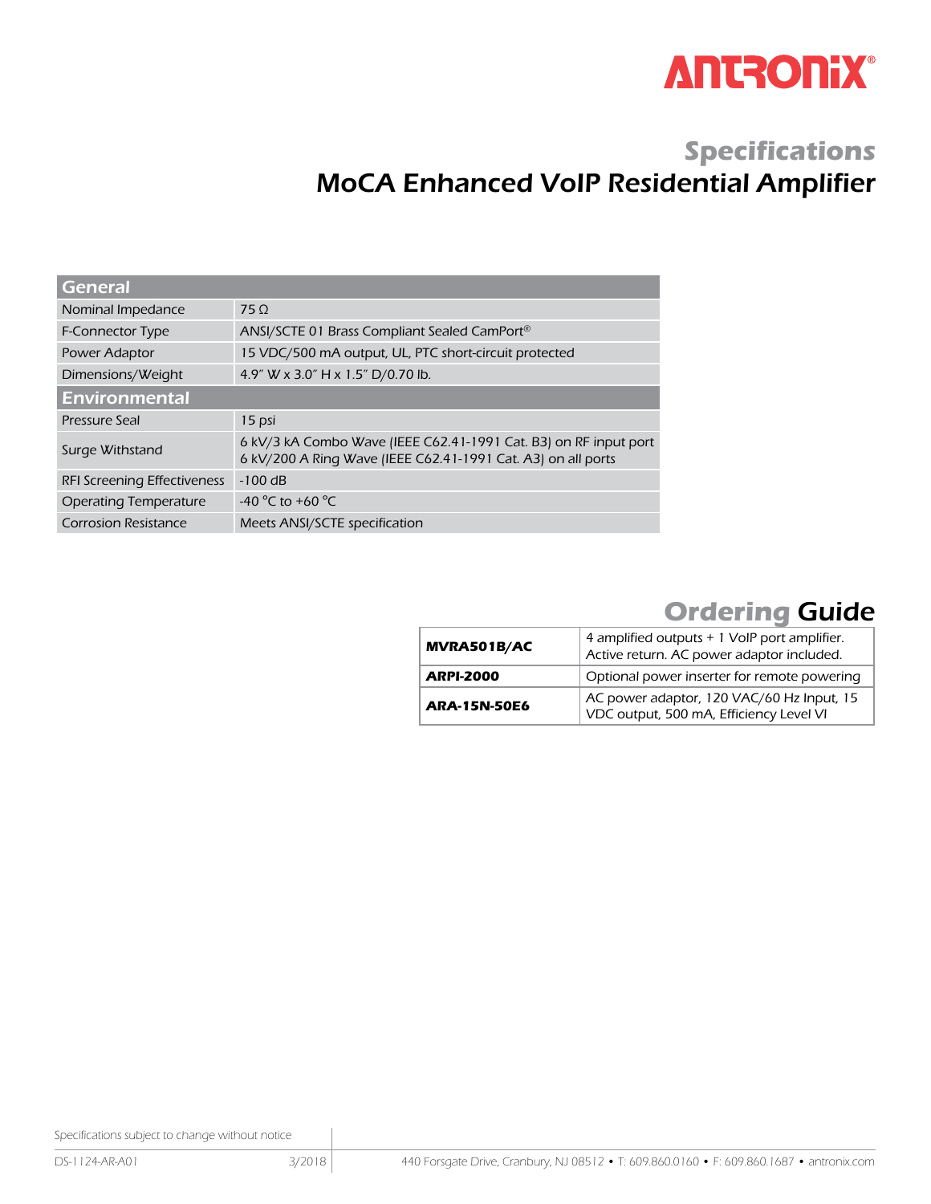# Specifications

## MoCA Enhanced VoIP Residential Amplifier

| General | |
|---|---|
| Nominal Impedance | 75 Ω |
| F-Connector Type | ANSI/SCTE 01 Brass Compliant Sealed CamPort® |
| Power Adaptor | 15 VDC/500 mA output, UL, PTC short-circuit protected |
| Dimensions/Weight | 4.9″ W x 3.0″ H x 1.5″ D/0.70 lb. |
| **Environmental** | |
| Pressure Seal | 15 psi |
| Surge Withstand | 6 kV/3 kA Combo Wave (IEEE C62.41-1991 Cat. B3) on RF input port<br>6 kV/200 A Ring Wave (IEEE C62.41-1991 Cat. A3) on all ports |
| RFI Screening Effectiveness | -100 dB |
| Operating Temperature | -40 °C to +60 °C |
| Corrosion Resistance | Meets ANSI/SCTE specification |

## Ordering Guide

| | |
|---|---|
| **MVRA501B/AC** | 4 amplified outputs + 1 VoIP port amplifier. Active return. AC power adaptor included. |
| **ARPI-2000** | Optional power inserter for remote powering |
| **ARA-15N-50E6** | AC power adaptor, 120 VAC/60 Hz Input, 15 VDC output, 500 mA, Efficiency Level VI |

Specifications subject to change without notice

DS-1124-AR-A01 3/2018 440 Forsgate Drive, Cranbury, NJ 08512 • T: 609.860.0160 • F: 609.860.1687 • antronix.com